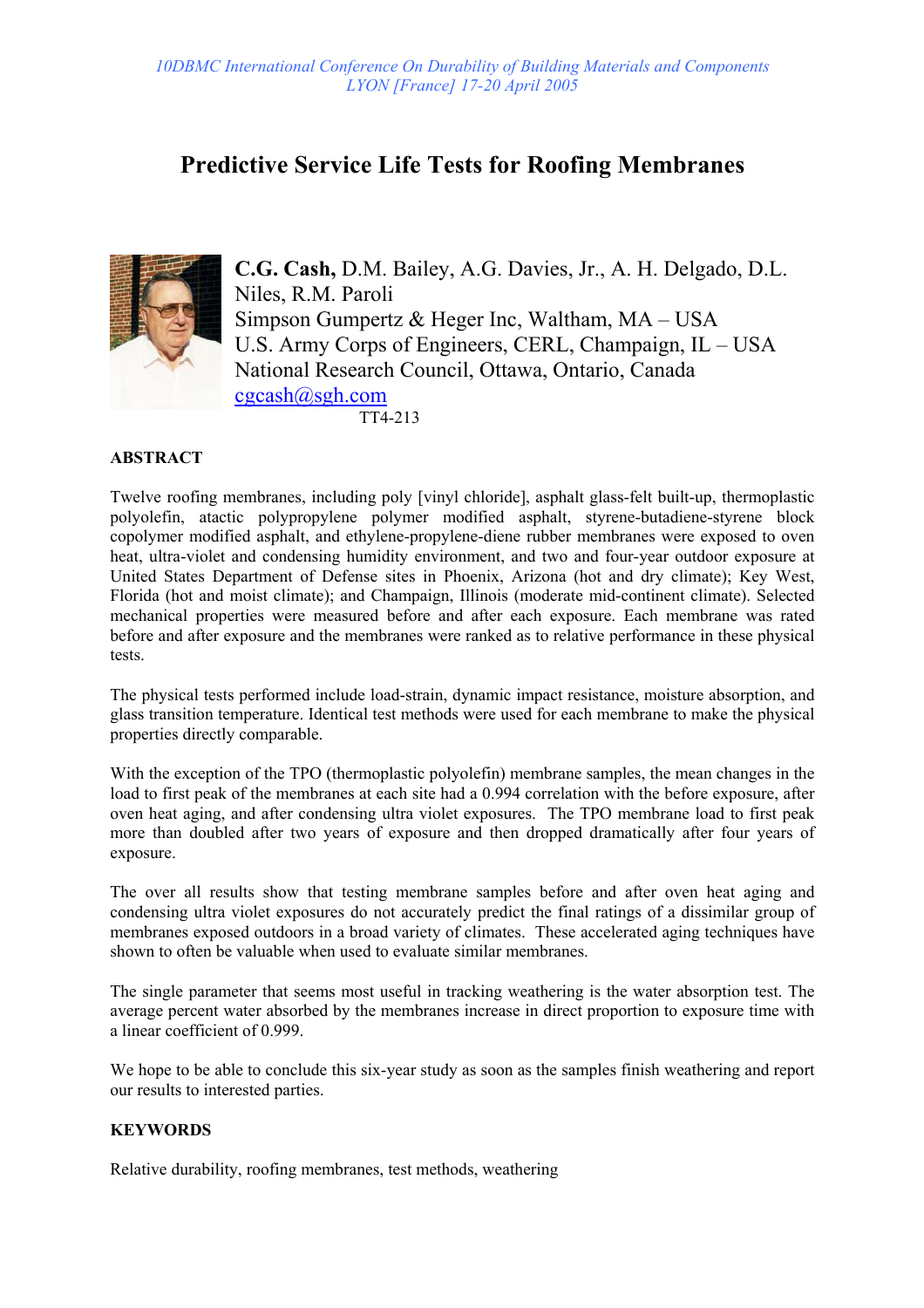*10DBMC International Conference On Durability of Building Materials and Components*
*LYON [France] 17-20 April 2005*

# Predictive Service Life Tests for Roofing Membranes

**C.G. Cash,** D.M. Bailey, A.G. Davies, Jr., A. H. Delgado, D.L. Niles, R.M. Paroli
Simpson Gumpertz & Heger Inc, Waltham, MA – USA
U.S. Army Corps of Engineers, CERL, Champaign, IL – USA
National Research Council, Ottawa, Ontario, Canada
cgcash@sgh.com
TT4-213

## ABSTRACT

Twelve roofing membranes, including poly [vinyl chloride], asphalt glass-felt built-up, thermoplastic polyolefin, atactic polypropylene polymer modified asphalt, styrene-butadiene-styrene block copolymer modified asphalt, and ethylene-propylene-diene rubber membranes were exposed to oven heat, ultra-violet and condensing humidity environment, and two and four-year outdoor exposure at United States Department of Defense sites in Phoenix, Arizona (hot and dry climate); Key West, Florida (hot and moist climate); and Champaign, Illinois (moderate mid-continent climate). Selected mechanical properties were measured before and after each exposure. Each membrane was rated before and after exposure and the membranes were ranked as to relative performance in these physical tests.

The physical tests performed include load-strain, dynamic impact resistance, moisture absorption, and glass transition temperature. Identical test methods were used for each membrane to make the physical properties directly comparable.

With the exception of the TPO (thermoplastic polyolefin) membrane samples, the mean changes in the load to first peak of the membranes at each site had a 0.994 correlation with the before exposure, after oven heat aging, and after condensing ultra violet exposures. The TPO membrane load to first peak more than doubled after two years of exposure and then dropped dramatically after four years of exposure.

The over all results show that testing membrane samples before and after oven heat aging and condensing ultra violet exposures do not accurately predict the final ratings of a dissimilar group of membranes exposed outdoors in a broad variety of climates. These accelerated aging techniques have shown to often be valuable when used to evaluate similar membranes.

The single parameter that seems most useful in tracking weathering is the water absorption test. The average percent water absorbed by the membranes increase in direct proportion to exposure time with a linear coefficient of 0.999.

We hope to be able to conclude this six-year study as soon as the samples finish weathering and report our results to interested parties.

## KEYWORDS

Relative durability, roofing membranes, test methods, weathering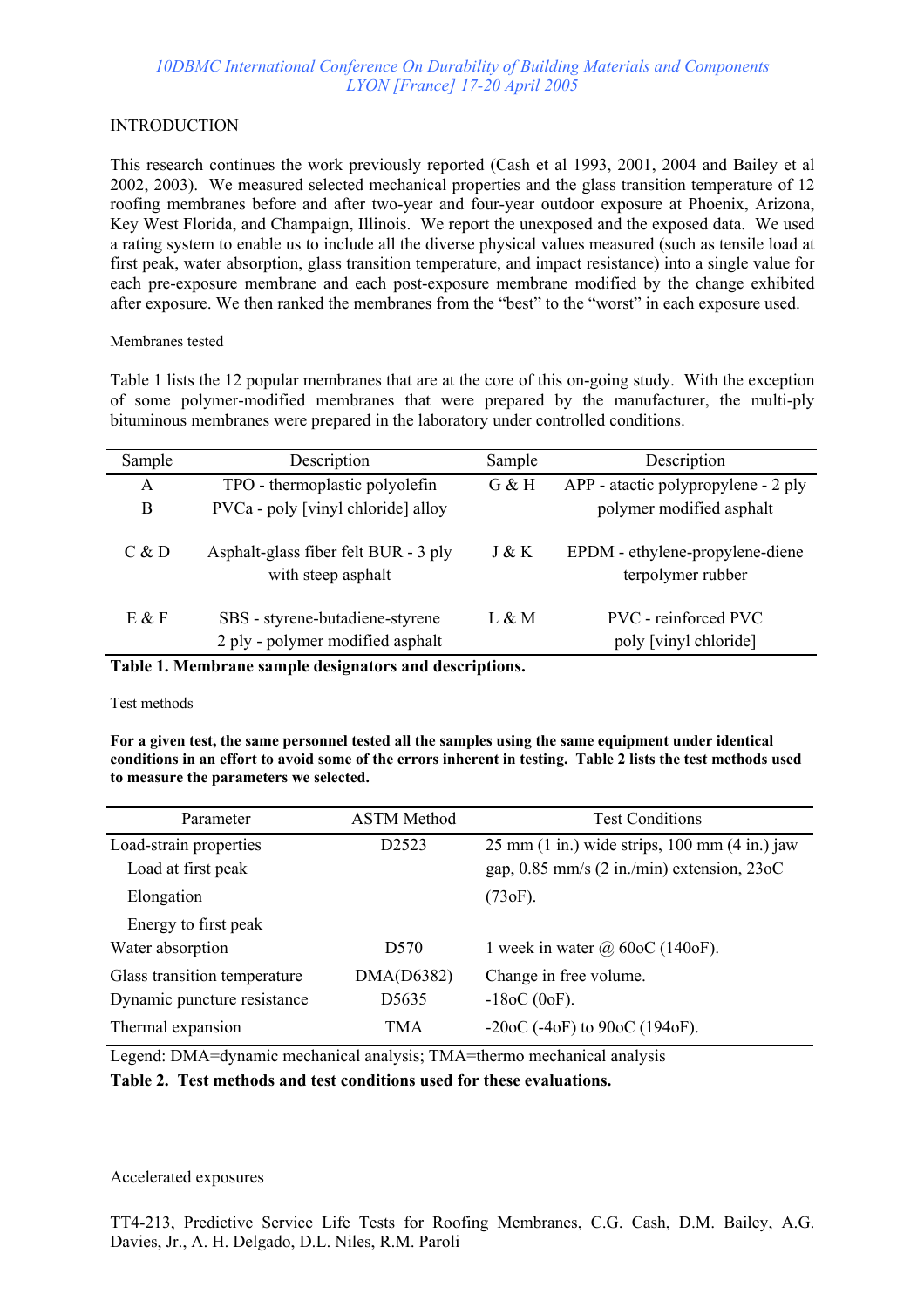## INTRODUCTION

This research continues the work previously reported (Cash et al 1993, 2001, 2004 and Bailey et al 2002, 2003). We measured selected mechanical properties and the glass transition temperature of 12 roofing membranes before and after two-year and four-year outdoor exposure at Phoenix, Arizona, Key West Florida, and Champaign, Illinois. We report the unexposed and the exposed data. We used a rating system to enable us to include all the diverse physical values measured (such as tensile load at first peak, water absorption, glass transition temperature, and impact resistance) into a single value for each pre-exposure membrane and each post-exposure membrane modified by the change exhibited after exposure. We then ranked the membranes from the "best" to the "worst" in each exposure used.

### Membranes tested

Table 1 lists the 12 popular membranes that are at the core of this on-going study. With the exception of some polymer-modified membranes that were prepared by the manufacturer, the multi-ply bituminous membranes were prepared in the laboratory under controlled conditions.

| Sample | Description | Sample | Description |
|---|---|---|---|
| A | TPO - thermoplastic polyolefin | G & H | APP - atactic polypropylene - 2 ply polymer modified asphalt |
| B | PVCa - poly [vinyl chloride] alloy | | |
| C & D | Asphalt-glass fiber felt BUR - 3 ply with steep asphalt | J & K | EPDM - ethylene-propylene-diene terpolymer rubber |
| E & F | SBS - styrene-butadiene-styrene 2 ply - polymer modified asphalt | L & M | PVC - reinforced PVC poly [vinyl chloride] |

**Table 1. Membrane sample designators and descriptions.**

### Test methods

**For a given test, the same personnel tested all the samples using the same equipment under identical conditions in an effort to avoid some of the errors inherent in testing. Table 2 lists the test methods used to measure the parameters we selected.**

| Parameter | ASTM Method | Test Conditions |
|---|---|---|
| Load-strain properties | D2523 | 25 mm (1 in.) wide strips, 100 mm (4 in.) jaw gap, 0.85 mm/s (2 in./min) extension, 23oC (73oF). |
| Load at first peak | | |
| Elongation | | |
| Energy to first peak | | |
| Water absorption | D570 | 1 week in water @ 60oC (140oF). |
| Glass transition temperature | DMA(D6382) | Change in free volume. |
| Dynamic puncture resistance | D5635 | -18oC (0oF). |
| Thermal expansion | TMA | -20oC (-4oF) to 90oC (194oF). |

Legend: DMA=dynamic mechanical analysis; TMA=thermo mechanical analysis

**Table 2. Test methods and test conditions used for these evaluations.**

### Accelerated exposures

TT4-213, Predictive Service Life Tests for Roofing Membranes, C.G. Cash, D.M. Bailey, A.G. Davies, Jr., A. H. Delgado, D.L. Niles, R.M. Paroli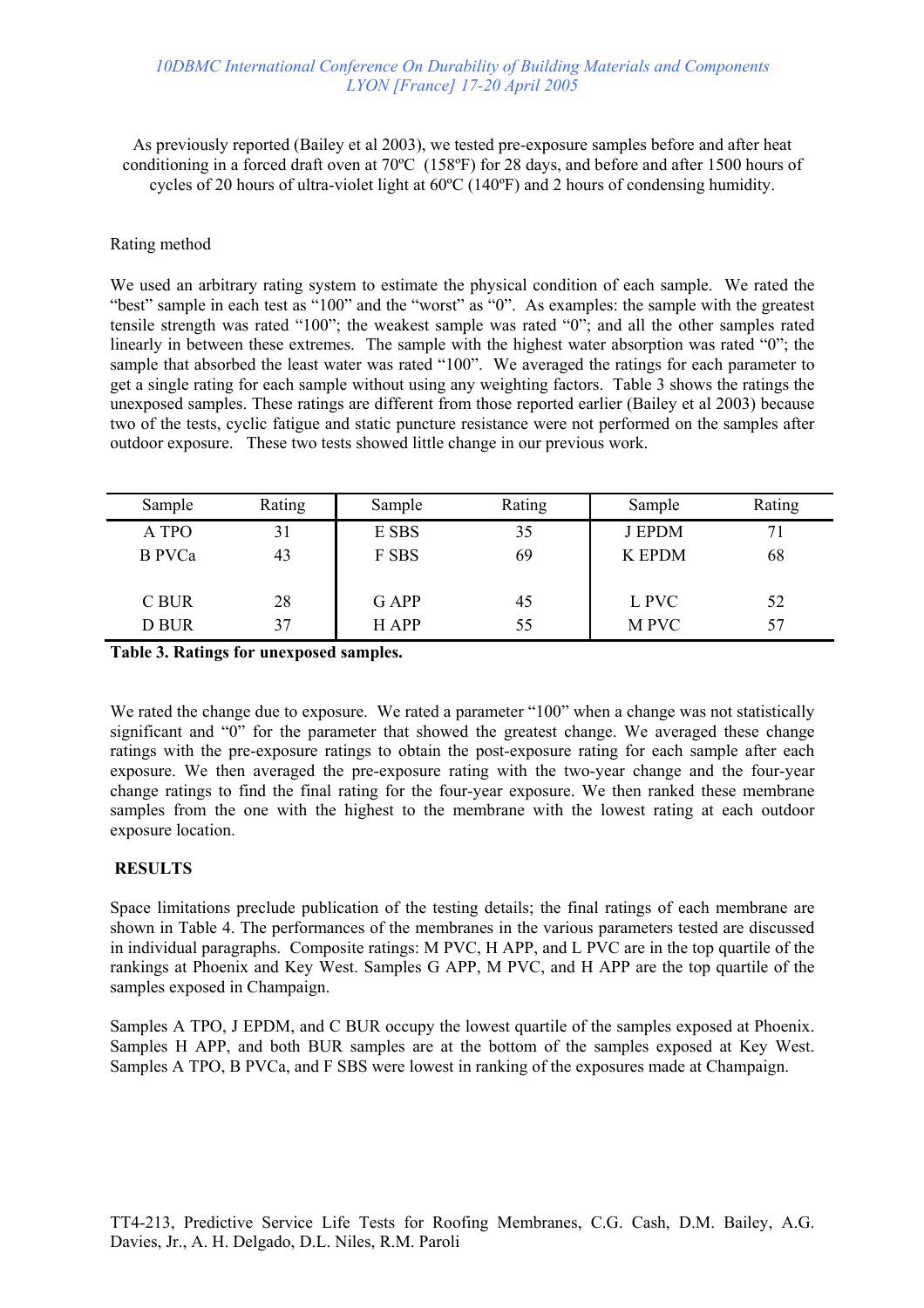As previously reported (Bailey et al 2003), we tested pre-exposure samples before and after heat conditioning in a forced draft oven at 70ºC (158ºF) for 28 days, and before and after 1500 hours of cycles of 20 hours of ultra-violet light at 60ºC (140ºF) and 2 hours of condensing humidity.

Rating method

We used an arbitrary rating system to estimate the physical condition of each sample. We rated the "best" sample in each test as "100" and the "worst" as "0". As examples: the sample with the greatest tensile strength was rated "100"; the weakest sample was rated "0"; and all the other samples rated linearly in between these extremes. The sample with the highest water absorption was rated "0"; the sample that absorbed the least water was rated "100". We averaged the ratings for each parameter to get a single rating for each sample without using any weighting factors. Table 3 shows the ratings the unexposed samples. These ratings are different from those reported earlier (Bailey et al 2003) because two of the tests, cyclic fatigue and static puncture resistance were not performed on the samples after outdoor exposure. These two tests showed little change in our previous work.

| Sample | Rating | Sample | Rating | Sample | Rating |
|---|---|---|---|---|---|
| A TPO | 31 | E SBS | 35 | J EPDM | 71 |
| B PVCa | 43 | F SBS | 69 | K EPDM | 68 |
| C BUR | 28 | G APP | 45 | L PVC | 52 |
| D BUR | 37 | H APP | 55 | M PVC | 57 |

**Table 3. Ratings for unexposed samples.**

We rated the change due to exposure. We rated a parameter "100" when a change was not statistically significant and "0" for the parameter that showed the greatest change. We averaged these change ratings with the pre-exposure ratings to obtain the post-exposure rating for each sample after each exposure. We then averaged the pre-exposure rating with the two-year change and the four-year change ratings to find the final rating for the four-year exposure. We then ranked these membrane samples from the one with the highest to the membrane with the lowest rating at each outdoor exposure location.

## RESULTS

Space limitations preclude publication of the testing details; the final ratings of each membrane are shown in Table 4. The performances of the membranes in the various parameters tested are discussed in individual paragraphs. Composite ratings: M PVC, H APP, and L PVC are in the top quartile of the rankings at Phoenix and Key West. Samples G APP, M PVC, and H APP are the top quartile of the samples exposed in Champaign.

Samples A TPO, J EPDM, and C BUR occupy the lowest quartile of the samples exposed at Phoenix. Samples H APP, and both BUR samples are at the bottom of the samples exposed at Key West. Samples A TPO, B PVCa, and F SBS were lowest in ranking of the exposures made at Champaign.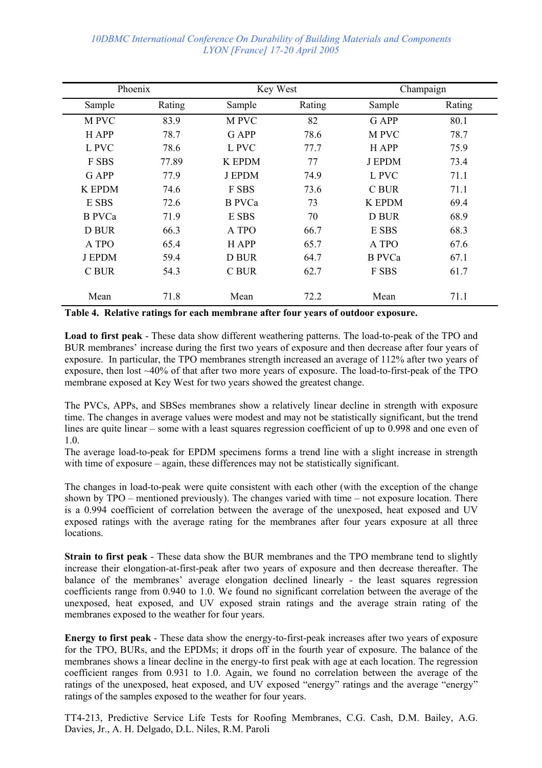| Phoenix | | Key West | | Champaign | |
|---|---|---|---|---|---|
| Sample | Rating | Sample | Rating | Sample | Rating |
| M PVC | 83.9 | M PVC | 82 | G APP | 80.1 |
| H APP | 78.7 | G APP | 78.6 | M PVC | 78.7 |
| L PVC | 78.6 | L PVC | 77.7 | H APP | 75.9 |
| F SBS | 77.89 | K EPDM | 77 | J EPDM | 73.4 |
| G APP | 77.9 | J EPDM | 74.9 | L PVC | 71.1 |
| K EPDM | 74.6 | F SBS | 73.6 | C BUR | 71.1 |
| E SBS | 72.6 | B PVCa | 73 | K EPDM | 69.4 |
| B PVCa | 71.9 | E SBS | 70 | D BUR | 68.9 |
| D BUR | 66.3 | A TPO | 66.7 | E SBS | 68.3 |
| A TPO | 65.4 | H APP | 65.7 | A TPO | 67.6 |
| J EPDM | 59.4 | D BUR | 64.7 | B PVCa | 67.1 |
| C BUR | 54.3 | C BUR | 62.7 | F SBS | 61.7 |
| Mean | 71.8 | Mean | 72.2 | Mean | 71.1 |

**Table 4. Relative ratings for each membrane after four years of outdoor exposure.**

**Load to first peak** - These data show different weathering patterns. The load-to-peak of the TPO and BUR membranes' increase during the first two years of exposure and then decrease after four years of exposure. In particular, the TPO membranes strength increased an average of 112% after two years of exposure, then lost ~40% of that after two more years of exposure. The load-to-first-peak of the TPO membrane exposed at Key West for two years showed the greatest change.

The PVCs, APPs, and SBSes membranes show a relatively linear decline in strength with exposure time. The changes in average values were modest and may not be statistically significant, but the trend lines are quite linear – some with a least squares regression coefficient of up to 0.998 and one even of 1.0.
The average load-to-peak for EPDM specimens forms a trend line with a slight increase in strength with time of exposure – again, these differences may not be statistically significant.

The changes in load-to-peak were quite consistent with each other (with the exception of the change shown by TPO – mentioned previously). The changes varied with time – not exposure location. There is a 0.994 coefficient of correlation between the average of the unexposed, heat exposed and UV exposed ratings with the average rating for the membranes after four years exposure at all three locations.

**Strain to first peak** - These data show the BUR membranes and the TPO membrane tend to slightly increase their elongation-at-first-peak after two years of exposure and then decrease thereafter. The balance of the membranes' average elongation declined linearly - the least squares regression coefficients range from 0.940 to 1.0. We found no significant correlation between the average of the unexposed, heat exposed, and UV exposed strain ratings and the average strain rating of the membranes exposed to the weather for four years.

**Energy to first peak** - These data show the energy-to-first-peak increases after two years of exposure for the TPO, BURs, and the EPDMs; it drops off in the fourth year of exposure. The balance of the membranes shows a linear decline in the energy-to first peak with age at each location. The regression coefficient ranges from 0.931 to 1.0. Again, we found no correlation between the average of the ratings of the unexposed, heat exposed, and UV exposed "energy" ratings and the average "energy" ratings of the samples exposed to the weather for four years.

TT4-213, Predictive Service Life Tests for Roofing Membranes, C.G. Cash, D.M. Bailey, A.G. Davies, Jr., A. H. Delgado, D.L. Niles, R.M. Paroli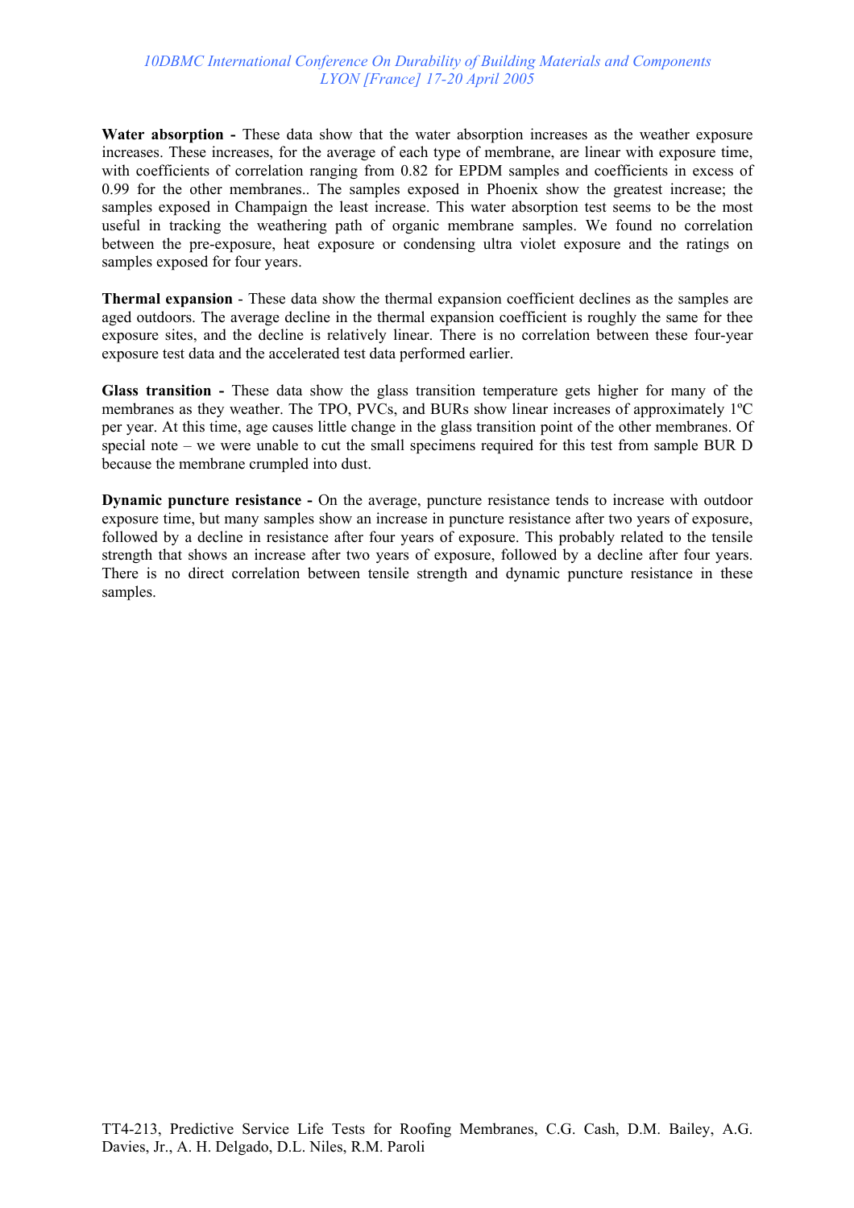**Water absorption -** These data show that the water absorption increases as the weather exposure increases. These increases, for the average of each type of membrane, are linear with exposure time, with coefficients of correlation ranging from 0.82 for EPDM samples and coefficients in excess of 0.99 for the other membranes.. The samples exposed in Phoenix show the greatest increase; the samples exposed in Champaign the least increase. This water absorption test seems to be the most useful in tracking the weathering path of organic membrane samples. We found no correlation between the pre-exposure, heat exposure or condensing ultra violet exposure and the ratings on samples exposed for four years.

**Thermal expansion** - These data show the thermal expansion coefficient declines as the samples are aged outdoors. The average decline in the thermal expansion coefficient is roughly the same for thee exposure sites, and the decline is relatively linear. There is no correlation between these four-year exposure test data and the accelerated test data performed earlier.

**Glass transition -** These data show the glass transition temperature gets higher for many of the membranes as they weather. The TPO, PVCs, and BURs show linear increases of approximately 1ºC per year. At this time, age causes little change in the glass transition point of the other membranes. Of special note – we were unable to cut the small specimens required for this test from sample BUR D because the membrane crumpled into dust.

**Dynamic puncture resistance -** On the average, puncture resistance tends to increase with outdoor exposure time, but many samples show an increase in puncture resistance after two years of exposure, followed by a decline in resistance after four years of exposure. This probably related to the tensile strength that shows an increase after two years of exposure, followed by a decline after four years. There is no direct correlation between tensile strength and dynamic puncture resistance in these samples.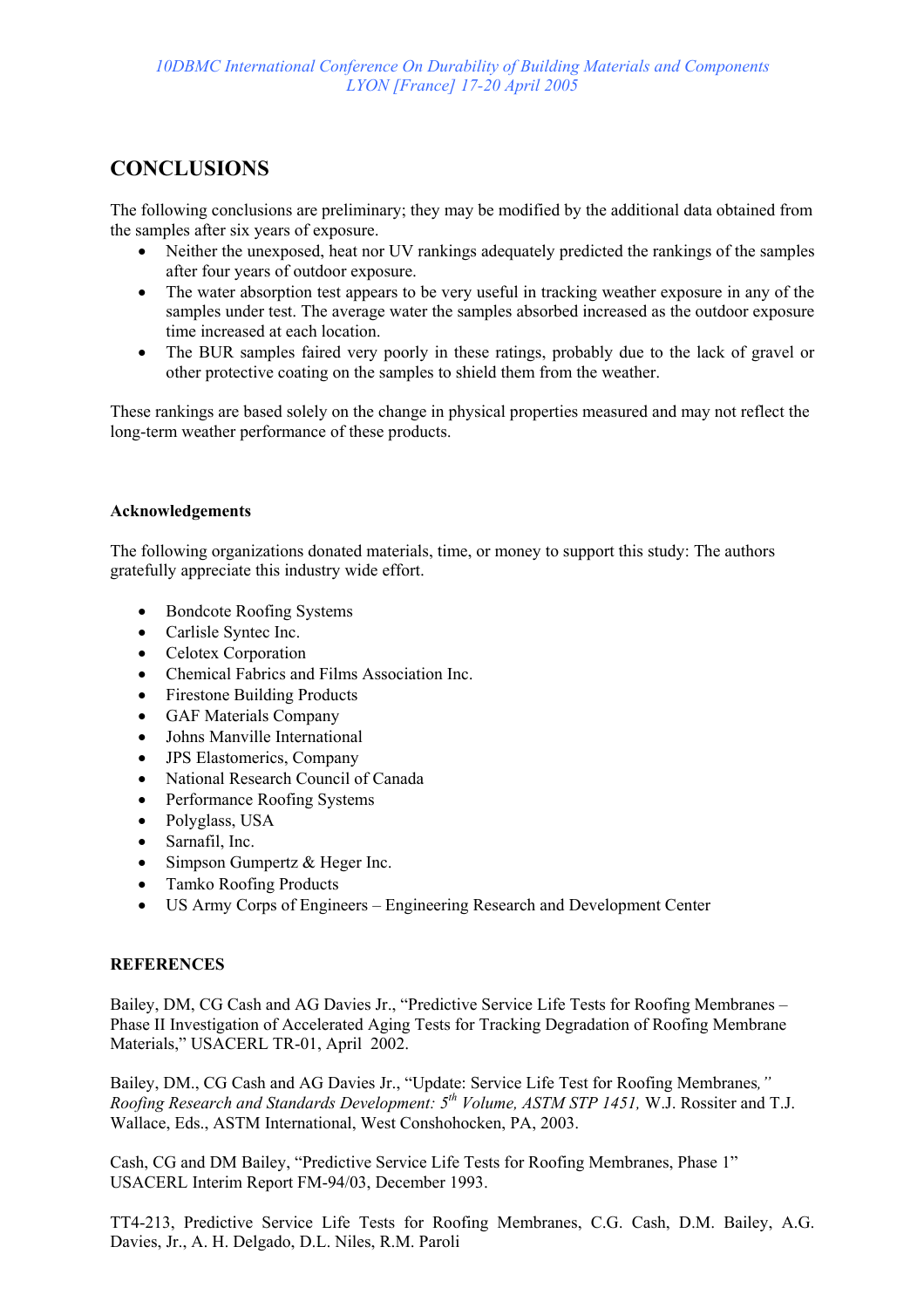## CONCLUSIONS

The following conclusions are preliminary; they may be modified by the additional data obtained from the samples after six years of exposure.

- Neither the unexposed, heat nor UV rankings adequately predicted the rankings of the samples after four years of outdoor exposure.
- The water absorption test appears to be very useful in tracking weather exposure in any of the samples under test. The average water the samples absorbed increased as the outdoor exposure time increased at each location.
- The BUR samples faired very poorly in these ratings, probably due to the lack of gravel or other protective coating on the samples to shield them from the weather.

These rankings are based solely on the change in physical properties measured and may not reflect the long-term weather performance of these products.

### Acknowledgements

The following organizations donated materials, time, or money to support this study: The authors gratefully appreciate this industry wide effort.

- Bondcote Roofing Systems
- Carlisle Syntec Inc.
- Celotex Corporation
- Chemical Fabrics and Films Association Inc.
- Firestone Building Products
- GAF Materials Company
- Johns Manville International
- JPS Elastomerics, Company
- National Research Council of Canada
- Performance Roofing Systems
- Polyglass, USA
- Sarnafil, Inc.
- Simpson Gumpertz & Heger Inc.
- Tamko Roofing Products
- US Army Corps of Engineers – Engineering Research and Development Center

### REFERENCES

Bailey, DM, CG Cash and AG Davies Jr., "Predictive Service Life Tests for Roofing Membranes – Phase II Investigation of Accelerated Aging Tests for Tracking Degradation of Roofing Membrane Materials," USACERL TR-01, April 2002.

Bailey, DM., CG Cash and AG Davies Jr., "Update: Service Life Test for Roofing Membranes," *Roofing Research and Standards Development: 5th Volume, ASTM STP 1451,* W.J. Rossiter and T.J. Wallace, Eds., ASTM International, West Conshohocken, PA, 2003.

Cash, CG and DM Bailey, "Predictive Service Life Tests for Roofing Membranes, Phase 1" USACERL Interim Report FM-94/03, December 1993.

TT4-213, Predictive Service Life Tests for Roofing Membranes, C.G. Cash, D.M. Bailey, A.G. Davies, Jr., A. H. Delgado, D.L. Niles, R.M. Paroli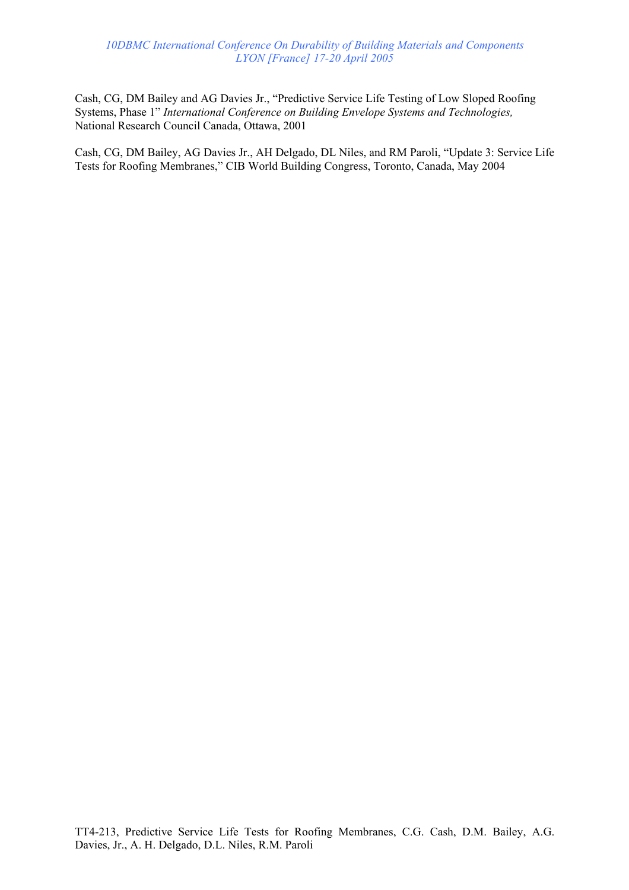Cash, CG, DM Bailey and AG Davies Jr., "Predictive Service Life Testing of Low Sloped Roofing Systems, Phase 1" *International Conference on Building Envelope Systems and Technologies,* National Research Council Canada, Ottawa, 2001

Cash, CG, DM Bailey, AG Davies Jr., AH Delgado, DL Niles, and RM Paroli, "Update 3: Service Life Tests for Roofing Membranes," CIB World Building Congress, Toronto, Canada, May 2004